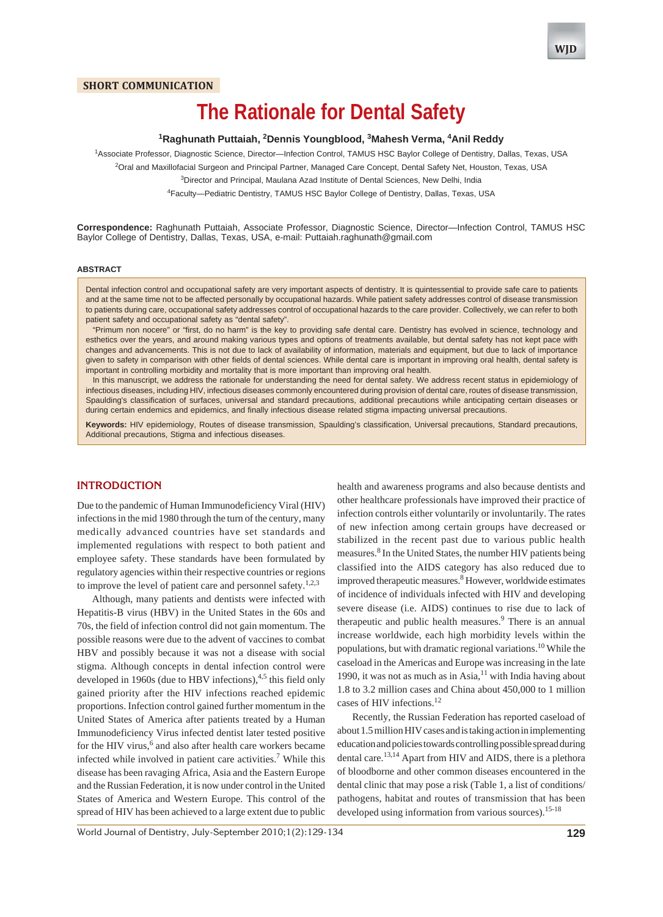SHORT COMMUNICATION

# The Rationale for Dental Safety

**[1]Raghunath Puttaiah, [2]Dennis Youngblood, [3]Mahesh Verma, [4]Anil Reddy**

[1]Associate Professor, Diagnostic Science, Director—Infection Control, TAMUS HSC Baylor College of Dentistry, Dallas, Texas, USA

[2]Oral and Maxillofacial Surgeon and Principal Partner, Managed Care Concept, Dental Safety Net, Houston, Texas, USA

[3]Director and Principal, Maulana Azad Institute of Dental Sciences, New Delhi, India

[4]Faculty—Pediatric Dentistry, TAMUS HSC Baylor College of Dentistry, Dallas, Texas, USA

**Correspondence:** Raghunath Puttaiah, Associate Professor, Diagnostic Science, Director—Infection Control, TAMUS HSC Baylor College of Dentistry, Dallas, Texas, USA, e-mail: Puttaiah.raghunath@gmail.com

## ABSTRACT

Dental infection control and occupational safety are very important aspects of dentistry. It is quintessential to provide safe care to patients and at the same time not to be affected personally by occupational hazards. While patient safety addresses control of disease transmission to patients during care, occupational safety addresses control of occupational hazards to the care provider. Collectively, we can refer to both patient safety and occupational safety as "dental safety".

"Primum non nocere" or "first, do no harm" is the key to providing safe dental care. Dentistry has evolved in science, technology and esthetics over the years, and around making various types and options of treatments available, but dental safety has not kept pace with changes and advancements. This is not due to lack of availability of information, materials and equipment, but due to lack of importance given to safety in comparison with other fields of dental sciences. While dental care is important in improving oral health, dental safety is important in controlling morbidity and mortality that is more important than improving oral health.

In this manuscript, we address the rationale for understanding the need for dental safety. We address recent status in epidemiology of infectious diseases, including HIV, infectious diseases commonly encountered during provision of dental care, routes of disease transmission, Spaulding's classification of surfaces, universal and standard precautions, additional precautions while anticipating certain diseases or during certain endemics and epidemics, and finally infectious disease related stigma impacting universal precautions.

**Keywords:** HIV epidemiology, Routes of disease transmission, Spaulding's classification, Universal precautions, Standard precautions, Additional precautions, Stigma and infectious diseases.

## INTRODUCTION

Due to the pandemic of Human Immunodeficiency Viral (HIV) infections in the mid 1980 through the turn of the century, many medically advanced countries have set standards and implemented regulations with respect to both patient and employee safety. These standards have been formulated by regulatory agencies within their respective countries or regions to improve the level of patient care and personnel safety.[1,2,3]

Although, many patients and dentists were infected with Hepatitis-B virus (HBV) in the United States in the 60s and 70s, the field of infection control did not gain momentum. The possible reasons were due to the advent of vaccines to combat HBV and possibly because it was not a disease with social stigma. Although concepts in dental infection control were developed in 1960s (due to HBV infections),[4,5] this field only gained priority after the HIV infections reached epidemic proportions. Infection control gained further momentum in the United States of America after patients treated by a Human Immunodeficiency Virus infected dentist later tested positive for the HIV virus,[6] and also after health care workers became infected while involved in patient care activities.[7] While this disease has been ravaging Africa, Asia and the Eastern Europe and the Russian Federation, it is now under control in the United States of America and Western Europe. This control of the spread of HIV has been achieved to a large extent due to public health and awareness programs and also because dentists and other healthcare professionals have improved their practice of infection controls either voluntarily or involuntarily. The rates of new infection among certain groups have decreased or stabilized in the recent past due to various public health measures.[8] In the United States, the number HIV patients being classified into the AIDS category has also reduced due to improved therapeutic measures.[8] However, worldwide estimates of incidence of individuals infected with HIV and developing severe disease (i.e. AIDS) continues to rise due to lack of therapeutic and public health measures.[9] There is an annual increase worldwide, each high morbidity levels within the populations, but with dramatic regional variations.[10] While the caseload in the Americas and Europe was increasing in the late 1990, it was not as much as in Asia,[11] with India having about 1.8 to 3.2 million cases and China about 450,000 to 1 million cases of HIV infections.[12]

Recently, the Russian Federation has reported caseload of about 1.5 million HIV cases and is taking action in implementing education and policies towards controlling possible spread during dental care.[13,14] Apart from HIV and AIDS, there is a plethora of bloodborne and other common diseases encountered in the dental clinic that may pose a risk (Table 1, a list of conditions/pathogens, habitat and routes of transmission that has been developed using information from various sources).[15-18]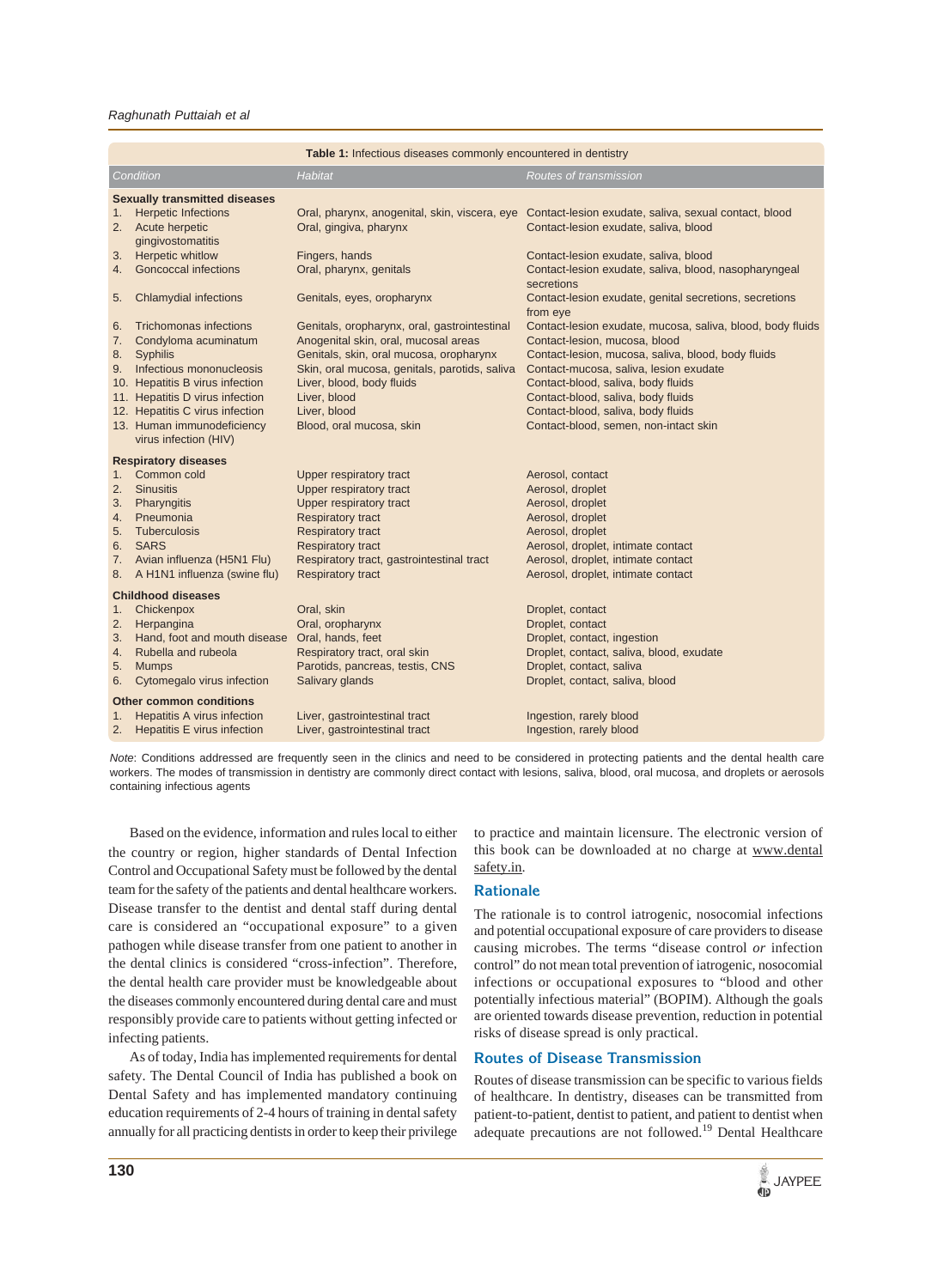**Table 1:** Infectious diseases commonly encountered in dentistry

| Condition | Habitat | Routes of transmission |
|---|---|---|
| **Sexually transmitted diseases** | | |
| 1. Herpetic Infections | Oral, pharynx, anogenital, skin, viscera, eye | Contact-lesion exudate, saliva, sexual contact, blood |
| 2. Acute herpetic gingivostomatitis | Oral, gingiva, pharynx | Contact-lesion exudate, saliva, blood |
| 3. Herpetic whitlow | Fingers, hands | Contact-lesion exudate, saliva, blood |
| 4. Goncoccal infections | Oral, pharynx, genitals | Contact-lesion exudate, saliva, blood, nasopharyngeal secretions |
| 5. Chlamydial infections | Genitals, eyes, oropharynx | Contact-lesion exudate, genital secretions, secretions from eye |
| 6. Trichomonas infections | Genitals, oropharynx, oral, gastrointestinal | Contact-lesion exudate, mucosa, saliva, blood, body fluids |
| 7. Condyloma acuminatum | Anogenital skin, oral, mucosal areas | Contact-lesion, mucosa, blood |
| 8. Syphilis | Genitals, skin, oral mucosa, oropharynx | Contact-lesion, mucosa, saliva, blood, body fluids |
| 9. Infectious mononucleosis | Skin, oral mucosa, genitals, parotids, saliva | Contact-mucosa, saliva, lesion exudate |
| 10. Hepatitis B virus infection | Liver, blood, body fluids | Contact-blood, saliva, body fluids |
| 11. Hepatitis D virus infection | Liver, blood | Contact-blood, saliva, body fluids |
| 12. Hepatitis C virus infection | Liver, blood | Contact-blood, saliva, body fluids |
| 13. Human immunodeficiency virus infection (HIV) | Blood, oral mucosa, skin | Contact-blood, semen, non-intact skin |
| **Respiratory diseases** | | |
| 1. Common cold | Upper respiratory tract | Aerosol, contact |
| 2. Sinusitis | Upper respiratory tract | Aerosol, droplet |
| 3. Pharyngitis | Upper respiratory tract | Aerosol, droplet |
| 4. Pneumonia | Respiratory tract | Aerosol, droplet |
| 5. Tuberculosis | Respiratory tract | Aerosol, droplet |
| 6. SARS | Respiratory tract | Aerosol, droplet, intimate contact |
| 7. Avian influenza (H5N1 Flu) | Respiratory tract, gastrointestinal tract | Aerosol, droplet, intimate contact |
| 8. A H1N1 influenza (swine flu) | Respiratory tract | Aerosol, droplet, intimate contact |
| **Childhood diseases** | | |
| 1. Chickenpox | Oral, skin | Droplet, contact |
| 2. Herpangina | Oral, oropharynx | Droplet, contact |
| 3. Hand, foot and mouth disease | Oral, hands, feet | Droplet, contact, ingestion |
| 4. Rubella and rubeola | Respiratory tract, oral skin | Droplet, contact, saliva, blood, exudate |
| 5. Mumps | Parotids, pancreas, testis, CNS | Droplet, contact, saliva |
| 6. Cytomegalo virus infection | Salivary glands | Droplet, contact, saliva, blood |
| **Other common conditions** | | |
| 1. Hepatitis A virus infection | Liver, gastrointestinal tract | Ingestion, rarely blood |
| 2. Hepatitis E virus infection | Liver, gastrointestinal tract | Ingestion, rarely blood |

*Note*: Conditions addressed are frequently seen in the clinics and need to be considered in protecting patients and the dental health care workers. The modes of transmission in dentistry are commonly direct contact with lesions, saliva, blood, oral mucosa, and droplets or aerosols containing infectious agents

Based on the evidence, information and rules local to either the country or region, higher standards of Dental Infection Control and Occupational Safety must be followed by the dental team for the safety of the patients and dental healthcare workers. Disease transfer to the dentist and dental staff during dental care is considered an "occupational exposure" to a given pathogen while disease transfer from one patient to another in the dental clinics is considered "cross-infection". Therefore, the dental health care provider must be knowledgeable about the diseases commonly encountered during dental care and must responsibly provide care to patients without getting infected or infecting patients.

As of today, India has implemented requirements for dental safety. The Dental Council of India has published a book on Dental Safety and has implemented mandatory continuing education requirements of 2-4 hours of training in dental safety annually for all practicing dentists in order to keep their privilege to practice and maintain licensure. The electronic version of this book can be downloaded at no charge at www.dentalsafety.in.

## Rationale

The rationale is to control iatrogenic, nosocomial infections and potential occupational exposure of care providers to disease causing microbes. The terms "disease control *or* infection control" do not mean total prevention of iatrogenic, nosocomial infections or occupational exposures to "blood and other potentially infectious material" (BOPIM). Although the goals are oriented towards disease prevention, reduction in potential risks of disease spread is only practical.

## Routes of Disease Transmission

Routes of disease transmission can be specific to various fields of healthcare. In dentistry, diseases can be transmitted from patient-to-patient, dentist to patient, and patient to dentist when adequate precautions are not followed.[19] Dental Healthcare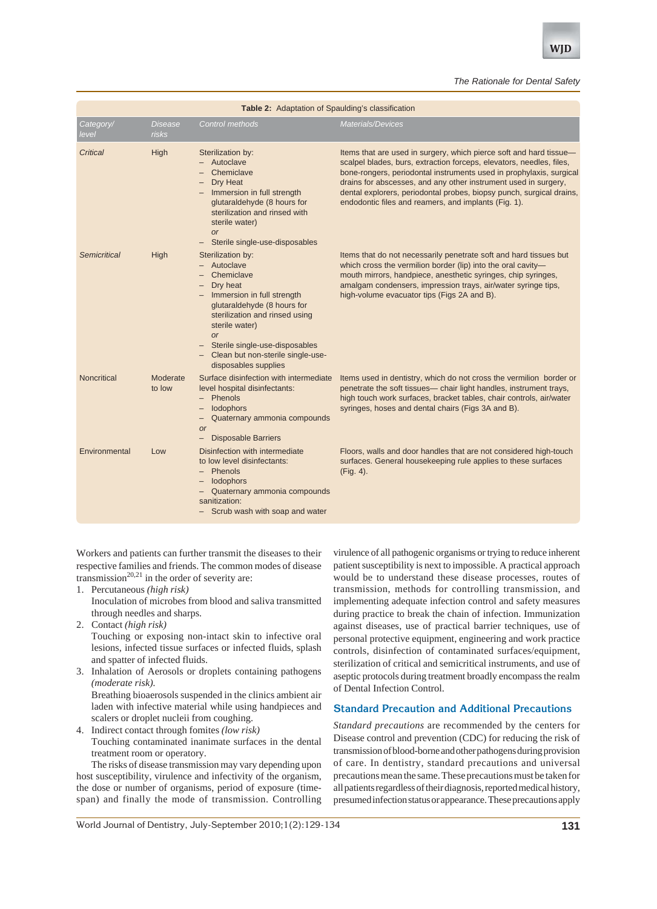**Table 2:** Adaptation of Spaulding's classification

| *Category/ level* | *Disease risks* | *Control methods* | *Materials/Devices* |
|---|---|---|---|
| *Critical* | High | Sterilization by: – Autoclave – Chemiclave – Dry Heat – Immersion in full strength glutaraldehyde (8 hours for sterilization and rinsed with sterile water) *or* – Sterile single-use-disposables | Items that are used in surgery, which pierce soft and hard tissue—scalpel blades, burs, extraction forceps, elevators, needles, files, bone-rongers, periodontal instruments used in prophylaxis, surgical drains for abscesses, and any other instrument used in surgery, dental explorers, periodontal probes, biopsy punch, surgical drains, endodontic files and reamers, and implants (Fig. 1). |
| *Semicritical* | High | Sterilization by: – Autoclave – Chemiclave – Dry heat – Immersion in full strength glutaraldehyde (8 hours for sterilization and rinsed using sterile water) *or* – Sterile single-use-disposables – Clean but non-sterile single-use-disposables supplies | Items that do not necessarily penetrate soft and hard tissues but which cross the vermilion border (lip) into the oral cavity—mouth mirrors, handpiece, anesthetic syringes, chip syringes, amalgam condensers, impression trays, air/water syringe tips, high-volume evacuator tips (Figs 2A and B). |
| Noncritical | Moderate to low | Surface disinfection with intermediate level hospital disinfectants: – Phenols – Iodophors – Quaternary ammonia compounds *or* – Disposable Barriers | Items used in dentistry, which do not cross the vermilion border or penetrate the soft tissues— chair light handles, instrument trays, high touch work surfaces, bracket tables, chair controls, air/water syringes, hoses and dental chairs (Figs 3A and B). |
| Environmental | Low | Disinfection with intermediate to low level disinfectants: – Phenols – Iodophors – Quaternary ammonia compounds sanitization: – Scrub wash with soap and water | Floors, walls and door handles that are not considered high-touch surfaces. General housekeeping rule applies to these surfaces (Fig. 4). |

Workers and patients can further transmit the diseases to their respective families and friends. The common modes of disease transmission[20,21] in the order of severity are:

1. Percutaneous *(high risk)*
   Inoculation of microbes from blood and saliva transmitted through needles and sharps.
2. Contact *(high risk)*
   Touching or exposing non-intact skin to infective oral lesions, infected tissue surfaces or infected fluids, splash and spatter of infected fluids.
3. Inhalation of Aerosols or droplets containing pathogens *(moderate risk).*
   Breathing bioaerosols suspended in the clinics ambient air laden with infective material while using handpieces and scalers or droplet nuclei from coughing.
4. Indirect contact through fomites *(low risk)*
   Touching contaminated inanimate surfaces in the dental treatment room or operatory.

The risks of disease transmission may vary depending upon host susceptibility, virulence and infectivity of the organism, the dose or number of organisms, period of exposure (time-span) and finally the mode of transmission. Controlling virulence of all pathogenic organisms or trying to reduce inherent patient susceptibility is next to impossible. A practical approach would be to understand these disease processes, routes of transmission, methods for controlling transmission, and implementing adequate infection control and safety measures during practice to break the chain of infection. Immunization against diseases, use of practical barrier techniques, use of personal protective equipment, engineering and work practice controls, disinfection of contaminated surfaces/equipment, sterilization of critical and semicritical instruments, and use of aseptic protocols during treatment broadly encompass the realm of Dental Infection Control.

## Standard Precaution and Additional Precautions

*Standard precautions* are recommended by the centers for Disease control and prevention (CDC) for reducing the risk of transmission of blood-borne and other pathogens during provision of care. In dentistry, standard precautions and universal precautions mean the same. These precautions must be taken for all patients regardless of their diagnosis, reported medical history, presumed infection status or appearance. These precautions apply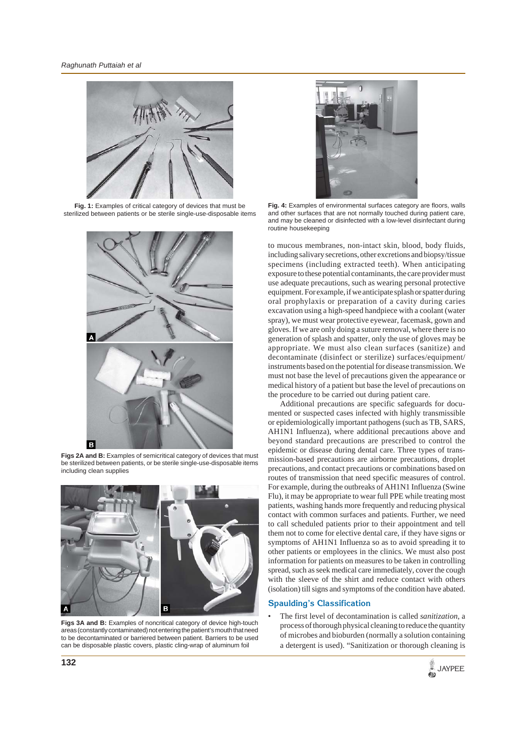**Fig. 1:** Examples of critical category of devices that must be sterilized between patients or be sterile single-use-disposable items

**Figs 2A and B:** Examples of semicritical category of devices that must be sterilized between patients, or be sterile single-use-disposable items including clean supplies

**Figs 3A and B:** Examples of noncritical category of device high-touch areas (constantly contaminated) not entering the patient's mouth that need to be decontaminated or barriered between patient. Barriers to be used can be disposable plastic covers, plastic cling-wrap of aluminum foil

**Fig. 4:** Examples of environmental surfaces category are floors, walls and other surfaces that are not normally touched during patient care, and may be cleaned or disinfected with a low-level disinfectant during routine housekeeping

to mucous membranes, non-intact skin, blood, body fluids, including salivary secretions, other excretions and biopsy/tissue specimens (including extracted teeth). When anticipating exposure to these potential contaminants, the care provider must use adequate precautions, such as wearing personal protective equipment. For example, if we anticipate splash or spatter during oral prophylaxis or preparation of a cavity during caries excavation using a high-speed handpiece with a coolant (water spray), we must wear protective eyewear, facemask, gown and gloves. If we are only doing a suture removal, where there is no generation of splash and spatter, only the use of gloves may be appropriate. We must also clean surfaces (sanitize) and decontaminate (disinfect or sterilize) surfaces/equipment/instruments based on the potential for disease transmission. We must not base the level of precautions given the appearance or medical history of a patient but base the level of precautions on the procedure to be carried out during patient care.

Additional precautions are specific safeguards for documented or suspected cases infected with highly transmissible or epidemiologically important pathogens (such as TB, SARS, AH1N1 Influenza), where additional precautions above and beyond standard precautions are prescribed to control the epidemic or disease during dental care. Three types of transmission-based precautions are airborne precautions, droplet precautions, and contact precautions or combinations based on routes of transmission that need specific measures of control. For example, during the outbreaks of AH1N1 Influenza (Swine Flu), it may be appropriate to wear full PPE while treating most patients, washing hands more frequently and reducing physical contact with common surfaces and patients. Further, we need to call scheduled patients prior to their appointment and tell them not to come for elective dental care, if they have signs or symptoms of AH1N1 Influenza so as to avoid spreading it to other patients or employees in the clinics. We must also post information for patients on measures to be taken in controlling spread, such as seek medical care immediately, cover the cough with the sleeve of the shirt and reduce contact with others (isolation) till signs and symptoms of the condition have abated.

## Spaulding's Classification

- The first level of decontamination is called *sanitization*, a process of thorough physical cleaning to reduce the quantity of microbes and bioburden (normally a solution containing a detergent is used). "Sanitization or thorough cleaning is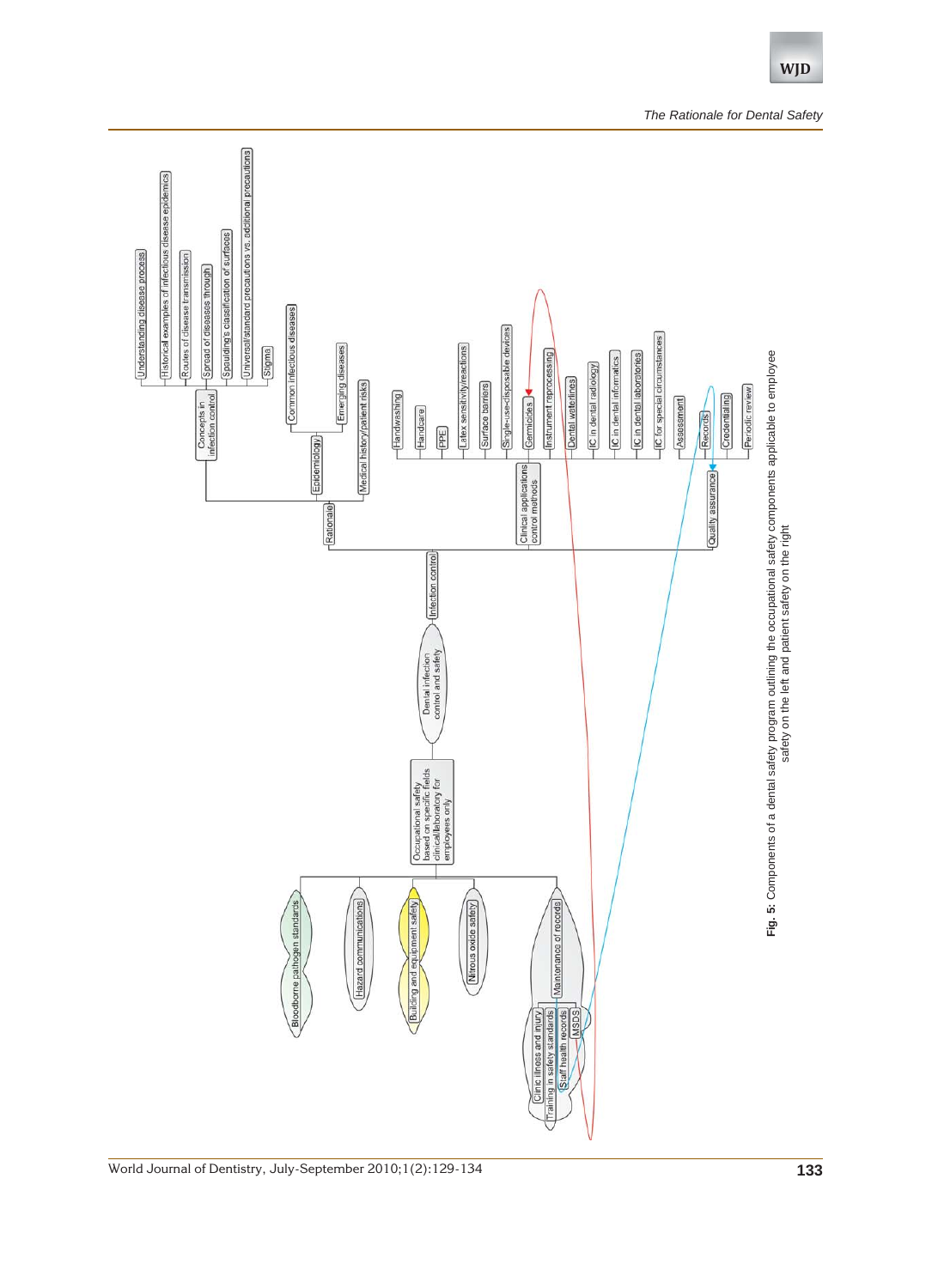- Dental infection control and safety
  - Occupational safety based on specific fields clinical/laboratory for employees only
    - Bloodborne pathogen standards
    - Hazard communications
    - Building and equipment safety
    - Nitrous oxide safety
    - Maintenance of records
      - Clinic illness and injury
      - Training in safety standards
      - Staff health records
      - MSDS
  - Infection control
    - Rationale
      - Concepts in infection control
        - Understanding disease process
        - Historical examples of infectious disease epidemics
        - Routes of disease transmission
        - Spread of diseases through
        - Spaulding's classification of surfaces
        - Universal/standard precautions vs. additional precautions
        - Stigma
      - Epidemiology
        - Common infectious diseases
        - Emerging diseases
      - Medical history/patient risks
    - Clinical applications control methods
      - Handwashing
      - Handcare
      - PPE
      - Latex sensitivity/reactions
      - Surface barriers
      - Single-use-disposable devices
      - Germicides
      - Instrument reprocessing
      - Dental waterlines
      - IC in dental radiology
      - IC in dental informatics
      - IC in dental laboratories
      - IC for special circumstances
    - Quality assurance
      - Assessment
      - Records
      - Credentialing
      - Periodic review

**Fig. 5:** Components of a dental safety program outlining the occupational safety components applicable to employee safety on the left and patient safety on the right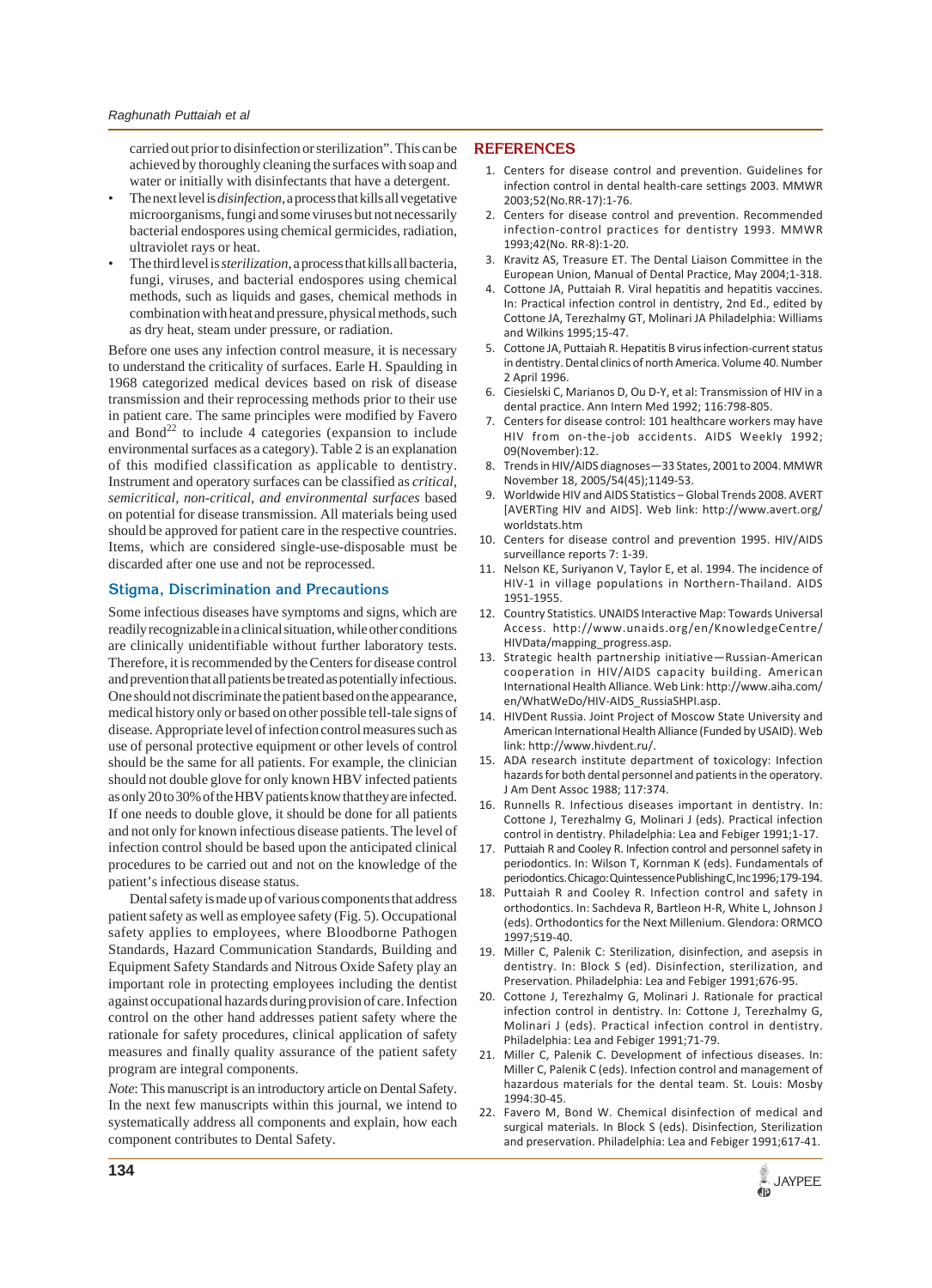carried out prior to disinfection or sterilization". This can be achieved by thoroughly cleaning the surfaces with soap and water or initially with disinfectants that have a detergent.

- The next level is *disinfection*, a process that kills all vegetative microorganisms, fungi and some viruses but not necessarily bacterial endospores using chemical germicides, radiation, ultraviolet rays or heat.
- The third level is *sterilization*, a process that kills all bacteria, fungi, viruses, and bacterial endospores using chemical methods, such as liquids and gases, chemical methods in combination with heat and pressure, physical methods, such as dry heat, steam under pressure, or radiation.

Before one uses any infection control measure, it is necessary to understand the criticality of surfaces. Earle H. Spaulding in 1968 categorized medical devices based on risk of disease transmission and their reprocessing methods prior to their use in patient care. The same principles were modified by Favero and Bond[22] to include 4 categories (expansion to include environmental surfaces as a category). Table 2 is an explanation of this modified classification as applicable to dentistry. Instrument and operatory surfaces can be classified as *critical, semicritical, non-critical, and environmental surfaces* based on potential for disease transmission. All materials being used should be approved for patient care in the respective countries. Items, which are considered single-use-disposable must be discarded after one use and not be reprocessed.

## Stigma, Discrimination and Precautions

Some infectious diseases have symptoms and signs, which are readily recognizable in a clinical situation, while other conditions are clinically unidentifiable without further laboratory tests. Therefore, it is recommended by the Centers for disease control and prevention that all patients be treated as potentially infectious. One should not discriminate the patient based on the appearance, medical history only or based on other possible tell-tale signs of disease. Appropriate level of infection control measures such as use of personal protective equipment or other levels of control should be the same for all patients. For example, the clinician should not double glove for only known HBV infected patients as only 20 to 30% of the HBV patients know that they are infected. If one needs to double glove, it should be done for all patients and not only for known infectious disease patients. The level of infection control should be based upon the anticipated clinical procedures to be carried out and not on the knowledge of the patient's infectious disease status.

Dental safety is made up of various components that address patient safety as well as employee safety (Fig. 5). Occupational safety applies to employees, where Bloodborne Pathogen Standards, Hazard Communication Standards, Building and Equipment Safety Standards and Nitrous Oxide Safety play an important role in protecting employees including the dentist against occupational hazards during provision of care. Infection control on the other hand addresses patient safety where the rationale for safety procedures, clinical application of safety measures and finally quality assurance of the patient safety program are integral components.

*Note*: This manuscript is an introductory article on Dental Safety. In the next few manuscripts within this journal, we intend to systematically address all components and explain, how each component contributes to Dental Safety.

## REFERENCES

1. Centers for disease control and prevention. Guidelines for infection control in dental health-care settings 2003. MMWR 2003;52(No.RR-17):1-76.
2. Centers for disease control and prevention. Recommended infection-control practices for dentistry 1993. MMWR 1993;42(No. RR-8):1-20.
3. Kravitz AS, Treasure ET. The Dental Liaison Committee in the European Union, Manual of Dental Practice, May 2004;1-318.
4. Cottone JA, Puttaiah R. Viral hepatitis and hepatitis vaccines. In: Practical infection control in dentistry, 2nd Ed., edited by Cottone JA, Terezhalmy GT, Molinari JA Philadelphia: Williams and Wilkins 1995;15-47.
5. Cottone JA, Puttaiah R. Hepatitis B virus infection-current status in dentistry. Dental clinics of north America. Volume 40. Number 2 April 1996.
6. Ciesielski C, Marianos D, Ou D-Y, et al: Transmission of HIV in a dental practice. Ann Intern Med 1992; 116:798-805.
7. Centers for disease control: 101 healthcare workers may have HIV from on-the-job accidents. AIDS Weekly 1992; 09(November):12.
8. Trends in HIV/AIDS diagnoses—33 States, 2001 to 2004. MMWR November 18, 2005/54(45);1149-53.
9. Worldwide HIV and AIDS Statistics – Global Trends 2008. AVERT [AVERTing HIV and AIDS]. Web link: http://www.avert.org/worldstats.htm
10. Centers for disease control and prevention 1995. HIV/AIDS surveillance reports 7: 1-39.
11. Nelson KE, Suriyanon V, Taylor E, et al. 1994. The incidence of HIV-1 in village populations in Northern-Thailand. AIDS 1951-1955.
12. Country Statistics. UNAIDS Interactive Map: Towards Universal Access. http://www.unaids.org/en/KnowledgeCentre/HIVData/mapping_progress.asp.
13. Strategic health partnership initiative—Russian-American cooperation in HIV/AIDS capacity building. American International Health Alliance. Web Link: http://www.aiha.com/en/WhatWeDo/HIV-AIDS_RussiaSHPI.asp.
14. HIVDent Russia. Joint Project of Moscow State University and American International Health Alliance (Funded by USAID). Web link: http://www.hivdent.ru/.
15. ADA research institute department of toxicology: Infection hazards for both dental personnel and patients in the operatory. J Am Dent Assoc 1988; 117:374.
16. Runnells R. Infectious diseases important in dentistry. In: Cottone J, Terezhalmy G, Molinari J (eds). Practical infection control in dentistry. Philadelphia: Lea and Febiger 1991;1-17.
17. Puttaiah R and Cooley R. Infection control and personnel safety in periodontics. In: Wilson T, Kornman K (eds). Fundamentals of periodontics. Chicago: Quintessence Publishing C, Inc 1996;179-194.
18. Puttaiah R and Cooley R. Infection control and safety in orthodontics. In: Sachdeva R, Bartleon H-R, White L, Johnson J (eds). Orthodontics for the Next Millenium. Glendora: ORMCO 1997;519-40.
19. Miller C, Palenik C: Sterilization, disinfection, and asepsis in dentistry. In: Block S (ed). Disinfection, sterilization, and Preservation. Philadelphia: Lea and Febiger 1991;676-95.
20. Cottone J, Terezhalmy G, Molinari J. Rationale for practical infection control in dentistry. In: Cottone J, Terezhalmy G, Molinari J (eds). Practical infection control in dentistry. Philadelphia: Lea and Febiger 1991;71-79.
21. Miller C, Palenik C. Development of infectious diseases. In: Miller C, Palenik C (eds). Infection control and management of hazardous materials for the dental team. St. Louis: Mosby 1994:30-45.
22. Favero M, Bond W. Chemical disinfection of medical and surgical materials. In Block S (eds). Disinfection, Sterilization and preservation. Philadelphia: Lea and Febiger 1991;617-41.